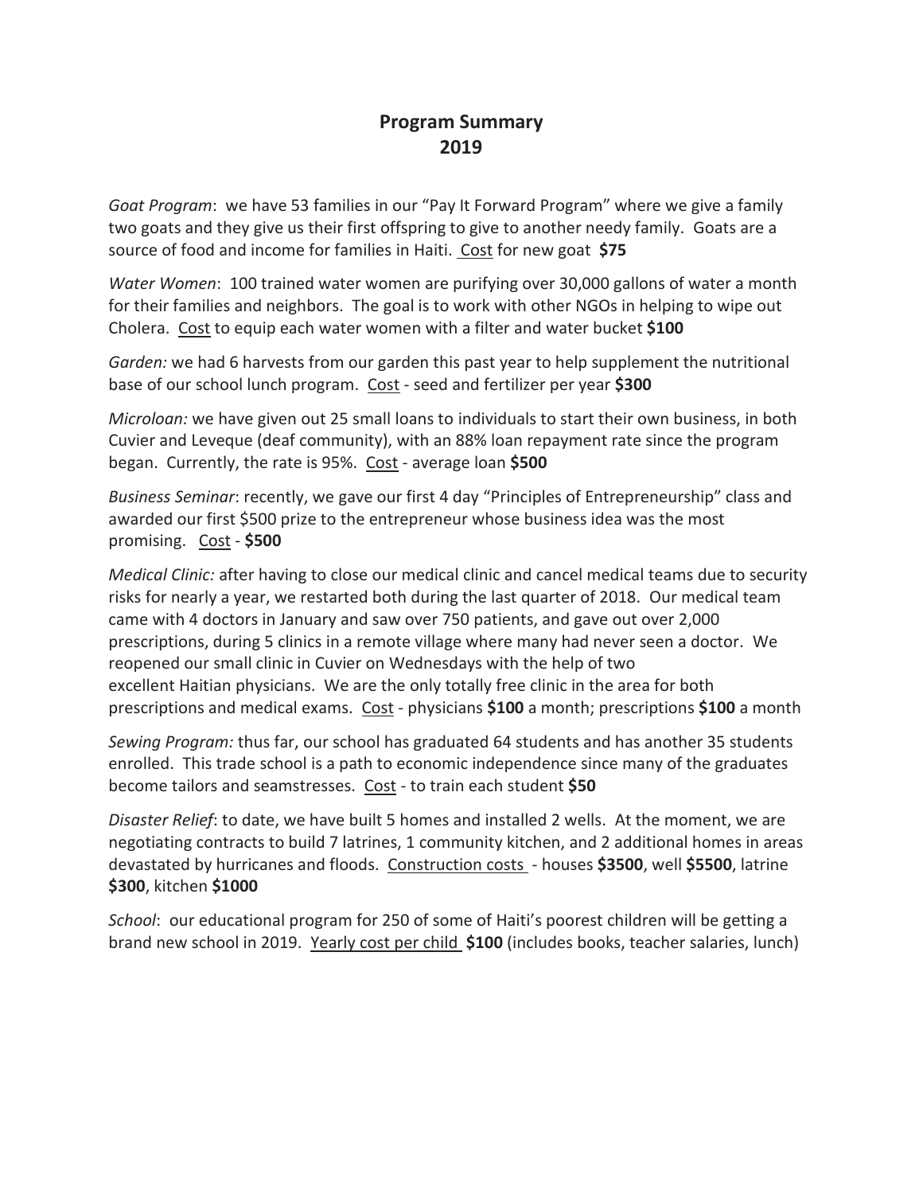# Program Summary 2019

*Goat Program*: we have 53 families in our "Pay It Forward Program" where we give a family two goats and they give us their first offspring to give to another needy family. Goats are a source of food and income for families in Haiti. Cost for new goat **$75**

*Water Women*: 100 trained water women are purifying over 30,000 gallons of water a month for their families and neighbors. The goal is to work with other NGOs in helping to wipe out Cholera. Cost to equip each water women with a filter and water bucket **$100**

*Garden:* we had 6 harvests from our garden this past year to help supplement the nutritional base of our school lunch program. Cost - seed and fertilizer per year **$300**

*Microloan:* we have given out 25 small loans to individuals to start their own business, in both Cuvier and Leveque (deaf community), with an 88% loan repayment rate since the program began. Currently, the rate is 95%. Cost - average loan **$500**

*Business Seminar*: recently, we gave our first 4 day "Principles of Entrepreneurship" class and awarded our first $500 prize to the entrepreneur whose business idea was the most promising. Cost - **$500**

*Medical Clinic:* after having to close our medical clinic and cancel medical teams due to security risks for nearly a year, we restarted both during the last quarter of 2018. Our medical team came with 4 doctors in January and saw over 750 patients, and gave out over 2,000 prescriptions, during 5 clinics in a remote village where many had never seen a doctor. We reopened our small clinic in Cuvier on Wednesdays with the help of two excellent Haitian physicians. We are the only totally free clinic in the area for both prescriptions and medical exams. Cost - physicians **$100** a month; prescriptions **$100** a month

*Sewing Program:* thus far, our school has graduated 64 students and has another 35 students enrolled. This trade school is a path to economic independence since many of the graduates become tailors and seamstresses. Cost - to train each student **$50**

*Disaster Relief*: to date, we have built 5 homes and installed 2 wells. At the moment, we are negotiating contracts to build 7 latrines, 1 community kitchen, and 2 additional homes in areas devastated by hurricanes and floods. Construction costs - houses **$3500**, well **$5500**, latrine **$300**, kitchen **$1000**

*School*: our educational program for 250 of some of Haiti's poorest children will be getting a brand new school in 2019. Yearly cost per child **$100** (includes books, teacher salaries, lunch)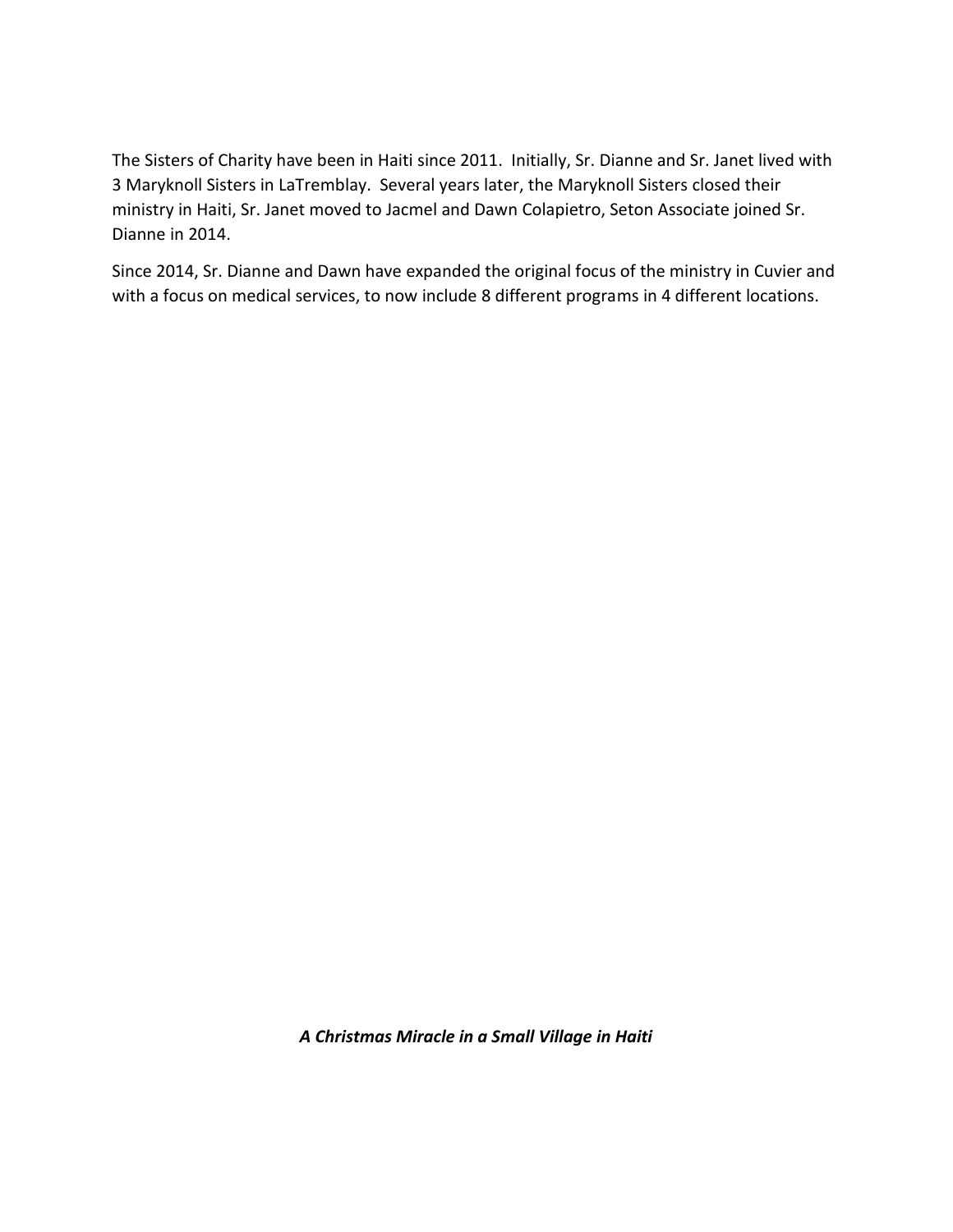The Sisters of Charity have been in Haiti since 2011. Initially, Sr. Dianne and Sr. Janet lived with 3 Maryknoll Sisters in LaTremblay. Several years later, the Maryknoll Sisters closed their ministry in Haiti, Sr. Janet moved to Jacmel and Dawn Colapietro, Seton Associate joined Sr. Dianne in 2014.

Since 2014, Sr. Dianne and Dawn have expanded the original focus of the ministry in Cuvier and with a focus on medical services, to now include 8 different programs in 4 different locations.

***A Christmas Miracle in a Small Village in Haiti***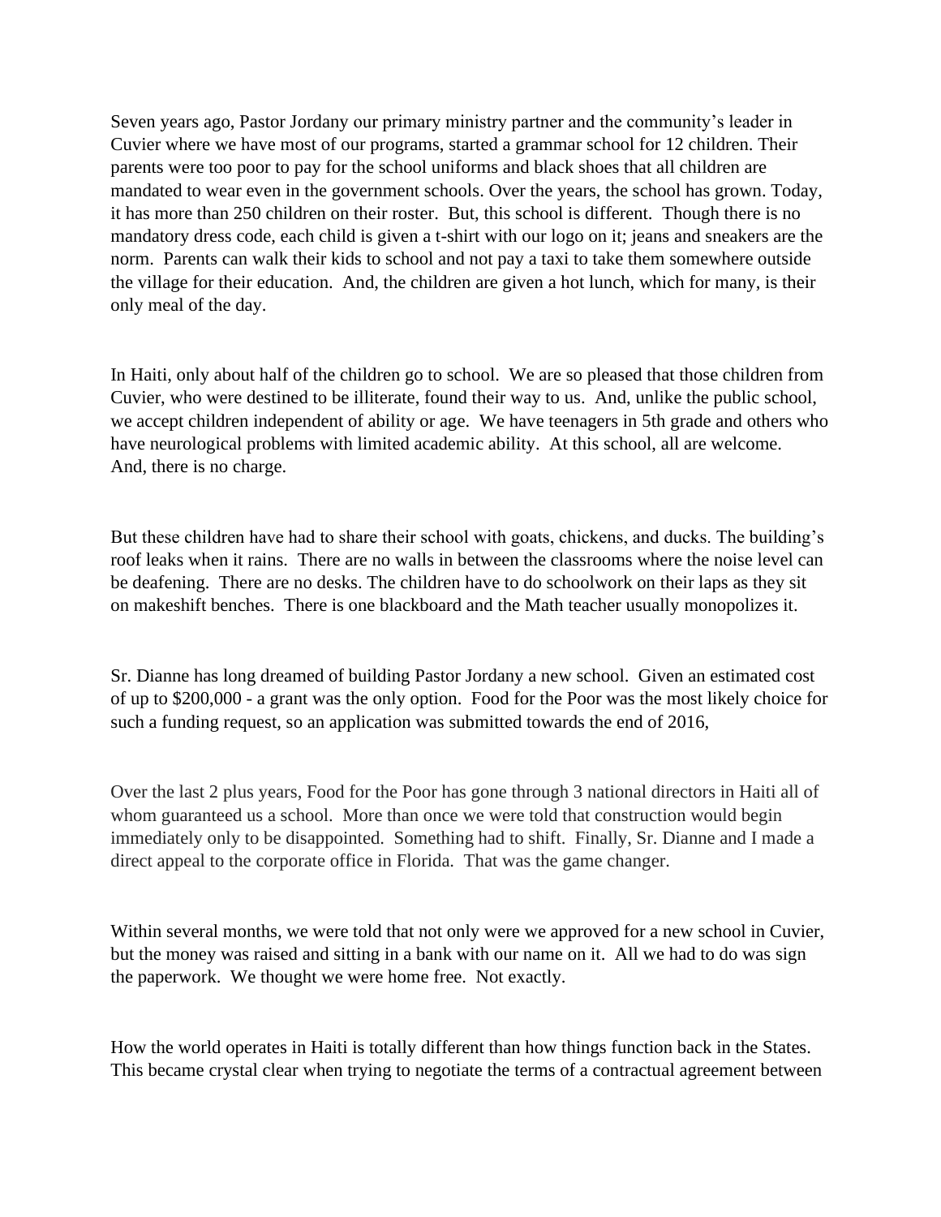Seven years ago, Pastor Jordany our primary ministry partner and the community's leader in Cuvier where we have most of our programs, started a grammar school for 12 children. Their parents were too poor to pay for the school uniforms and black shoes that all children are mandated to wear even in the government schools. Over the years, the school has grown. Today, it has more than 250 children on their roster. But, this school is different. Though there is no mandatory dress code, each child is given a t-shirt with our logo on it; jeans and sneakers are the norm. Parents can walk their kids to school and not pay a taxi to take them somewhere outside the village for their education. And, the children are given a hot lunch, which for many, is their only meal of the day.

In Haiti, only about half of the children go to school. We are so pleased that those children from Cuvier, who were destined to be illiterate, found their way to us. And, unlike the public school, we accept children independent of ability or age. We have teenagers in 5th grade and others who have neurological problems with limited academic ability. At this school, all are welcome. And, there is no charge.

But these children have had to share their school with goats, chickens, and ducks. The building's roof leaks when it rains. There are no walls in between the classrooms where the noise level can be deafening. There are no desks. The children have to do schoolwork on their laps as they sit on makeshift benches. There is one blackboard and the Math teacher usually monopolizes it.

Sr. Dianne has long dreamed of building Pastor Jordany a new school. Given an estimated cost of up to $200,000 - a grant was the only option. Food for the Poor was the most likely choice for such a funding request, so an application was submitted towards the end of 2016,

Over the last 2 plus years, Food for the Poor has gone through 3 national directors in Haiti all of whom guaranteed us a school. More than once we were told that construction would begin immediately only to be disappointed. Something had to shift. Finally, Sr. Dianne and I made a direct appeal to the corporate office in Florida. That was the game changer.

Within several months, we were told that not only were we approved for a new school in Cuvier, but the money was raised and sitting in a bank with our name on it. All we had to do was sign the paperwork. We thought we were home free. Not exactly.

How the world operates in Haiti is totally different than how things function back in the States. This became crystal clear when trying to negotiate the terms of a contractual agreement between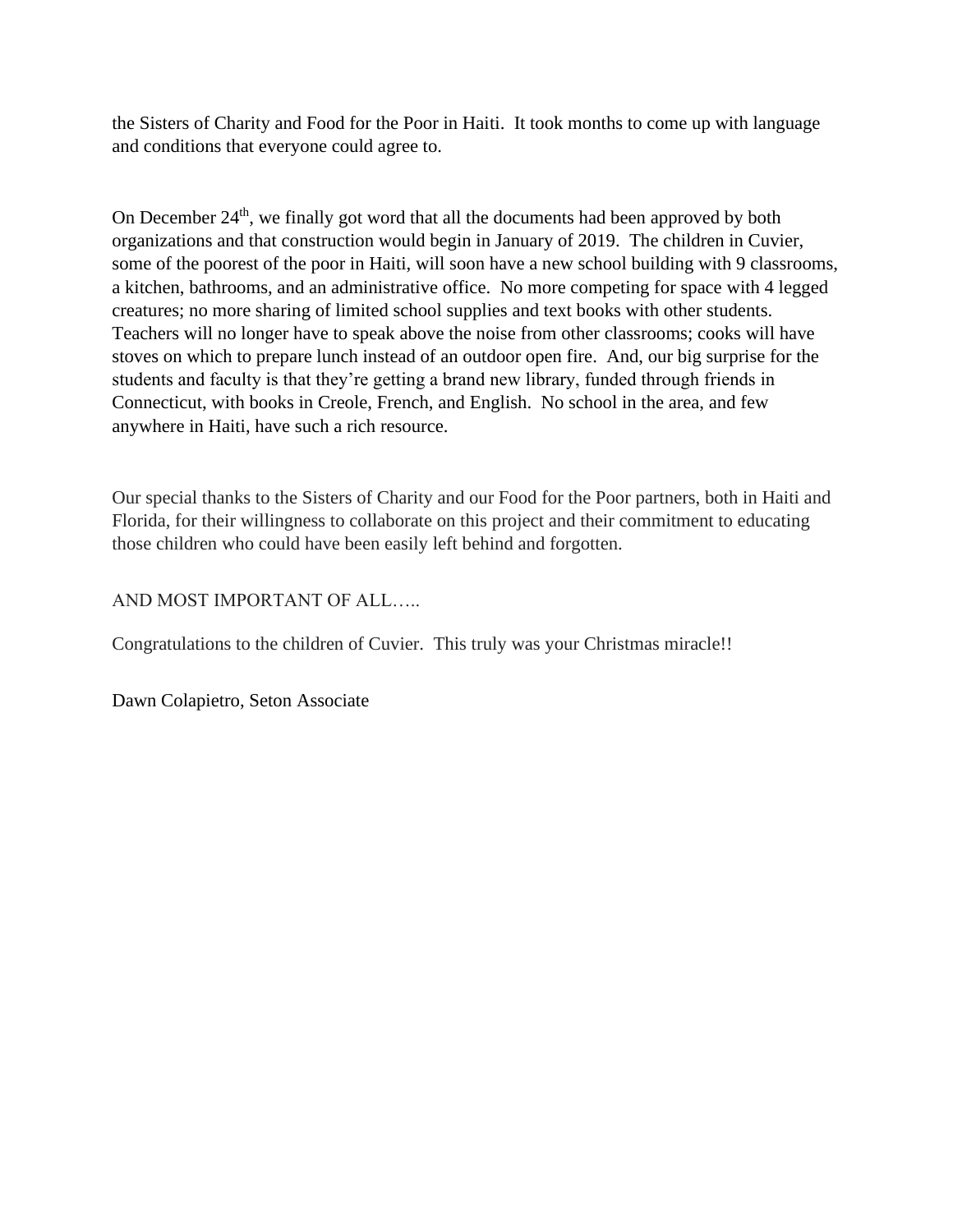the Sisters of Charity and Food for the Poor in Haiti. It took months to come up with language and conditions that everyone could agree to.

On December 24th, we finally got word that all the documents had been approved by both organizations and that construction would begin in January of 2019. The children in Cuvier, some of the poorest of the poor in Haiti, will soon have a new school building with 9 classrooms, a kitchen, bathrooms, and an administrative office. No more competing for space with 4 legged creatures; no more sharing of limited school supplies and text books with other students. Teachers will no longer have to speak above the noise from other classrooms; cooks will have stoves on which to prepare lunch instead of an outdoor open fire. And, our big surprise for the students and faculty is that they're getting a brand new library, funded through friends in Connecticut, with books in Creole, French, and English. No school in the area, and few anywhere in Haiti, have such a rich resource.

Our special thanks to the Sisters of Charity and our Food for the Poor partners, both in Haiti and Florida, for their willingness to collaborate on this project and their commitment to educating those children who could have been easily left behind and forgotten.

AND MOST IMPORTANT OF ALL…..

Congratulations to the children of Cuvier. This truly was your Christmas miracle!!

Dawn Colapietro, Seton Associate